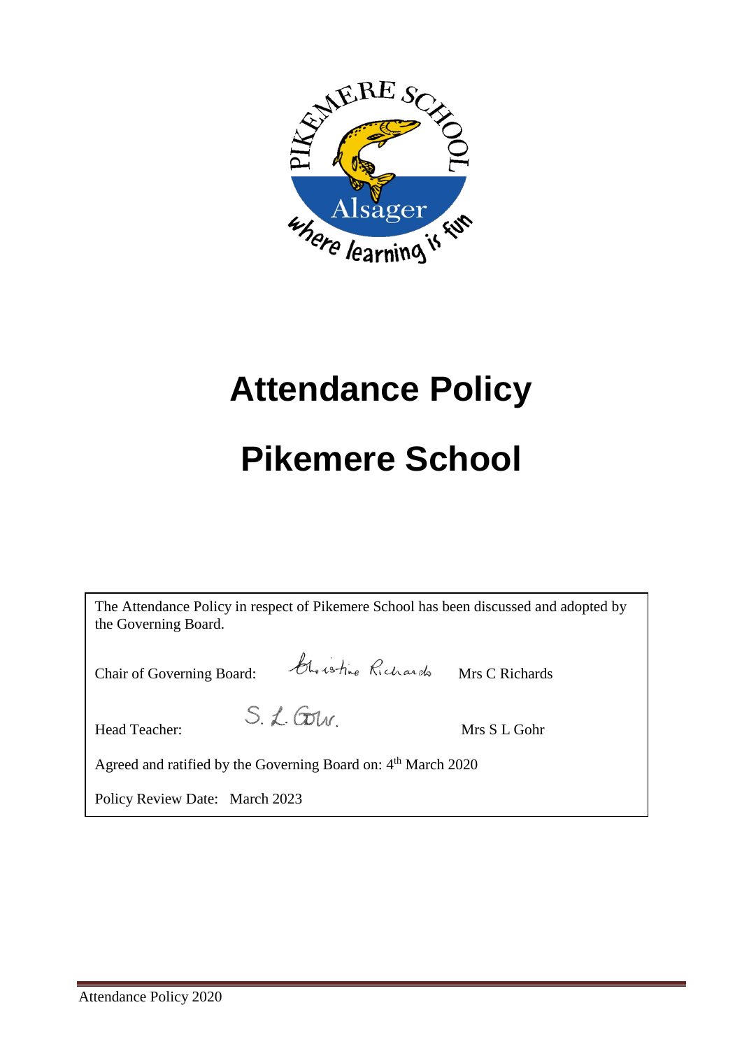# Attendance Policy

# Pikemere School

The Attendance Policy in respect of Pikemere School has been discussed and adopted by the Governing Board.

Chair of Governing Board: Christine Richards Mrs C Richards

Head Teacher: S. L. Gohr. Mrs S L Gohr

Agreed and ratified by the Governing Board on: 4th March 2020

Policy Review Date: March 2023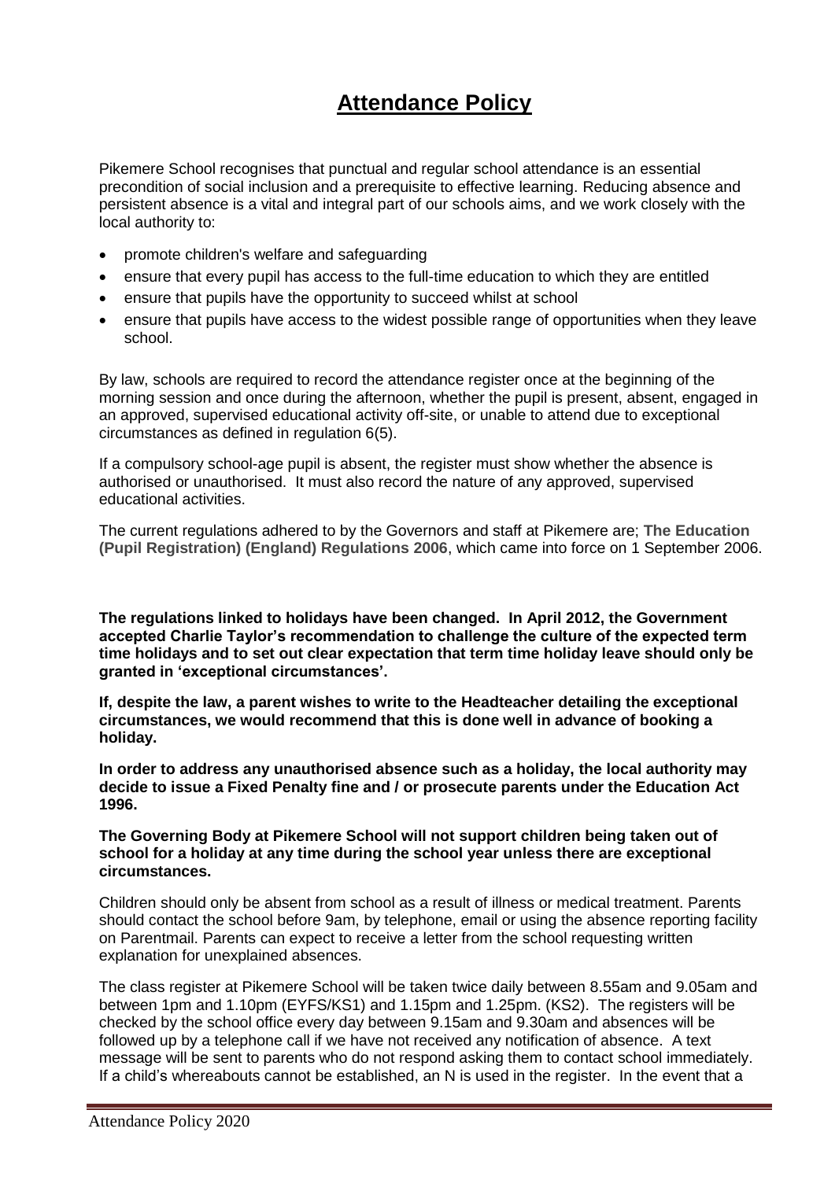# Attendance Policy

Pikemere School recognises that punctual and regular school attendance is an essential precondition of social inclusion and a prerequisite to effective learning. Reducing absence and persistent absence is a vital and integral part of our schools aims, and we work closely with the local authority to:

- promote children's welfare and safeguarding
- ensure that every pupil has access to the full-time education to which they are entitled
- ensure that pupils have the opportunity to succeed whilst at school
- ensure that pupils have access to the widest possible range of opportunities when they leave school.

By law, schools are required to record the attendance register once at the beginning of the morning session and once during the afternoon, whether the pupil is present, absent, engaged in an approved, supervised educational activity off-site, or unable to attend due to exceptional circumstances as defined in regulation 6(5).

If a compulsory school-age pupil is absent, the register must show whether the absence is authorised or unauthorised. It must also record the nature of any approved, supervised educational activities.

The current regulations adhered to by the Governors and staff at Pikemere are; **The Education (Pupil Registration) (England) Regulations 2006**, which came into force on 1 September 2006.

**The regulations linked to holidays have been changed. In April 2012, the Government accepted Charlie Taylor's recommendation to challenge the culture of the expected term time holidays and to set out clear expectation that term time holiday leave should only be granted in 'exceptional circumstances'.**

**If, despite the law, a parent wishes to write to the Headteacher detailing the exceptional circumstances, we would recommend that this is done well in advance of booking a holiday.**

**In order to address any unauthorised absence such as a holiday, the local authority may decide to issue a Fixed Penalty fine and / or prosecute parents under the Education Act 1996.**

**The Governing Body at Pikemere School will not support children being taken out of school for a holiday at any time during the school year unless there are exceptional circumstances.**

Children should only be absent from school as a result of illness or medical treatment. Parents should contact the school before 9am, by telephone, email or using the absence reporting facility on Parentmail. Parents can expect to receive a letter from the school requesting written explanation for unexplained absences.

The class register at Pikemere School will be taken twice daily between 8.55am and 9.05am and between 1pm and 1.10pm (EYFS/KS1) and 1.15pm and 1.25pm. (KS2). The registers will be checked by the school office every day between 9.15am and 9.30am and absences will be followed up by a telephone call if we have not received any notification of absence. A text message will be sent to parents who do not respond asking them to contact school immediately. If a child's whereabouts cannot be established, an N is used in the register. In the event that a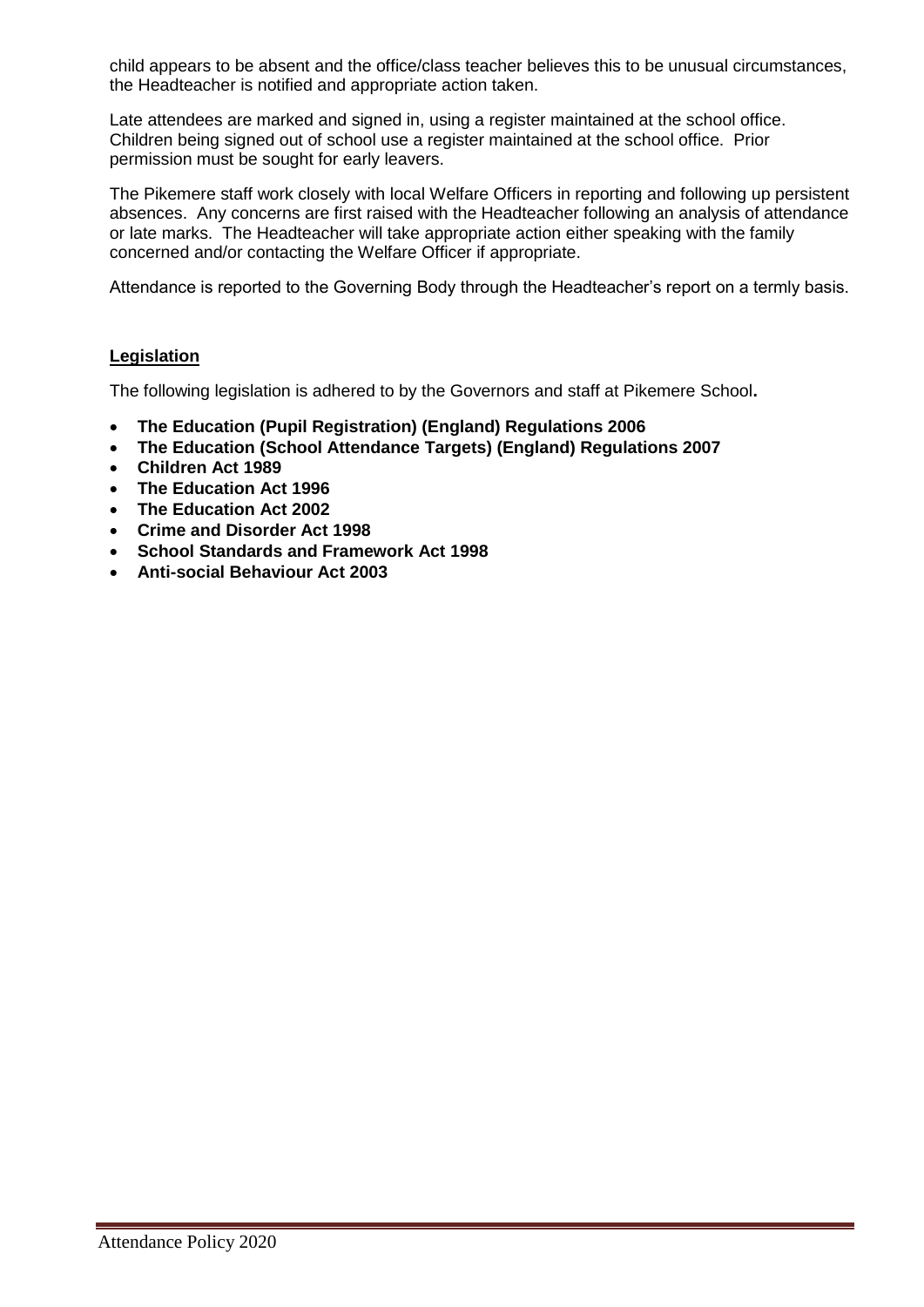child appears to be absent and the office/class teacher believes this to be unusual circumstances, the Headteacher is notified and appropriate action taken.

Late attendees are marked and signed in, using a register maintained at the school office. Children being signed out of school use a register maintained at the school office. Prior permission must be sought for early leavers.

The Pikemere staff work closely with local Welfare Officers in reporting and following up persistent absences. Any concerns are first raised with the Headteacher following an analysis of attendance or late marks. The Headteacher will take appropriate action either speaking with the family concerned and/or contacting the Welfare Officer if appropriate.

Attendance is reported to the Governing Body through the Headteacher's report on a termly basis.

## Legislation

The following legislation is adhered to by the Governors and staff at Pikemere School**.**

- **The Education (Pupil Registration) (England) Regulations 2006**
- **The Education (School Attendance Targets) (England) Regulations 2007**
- **Children Act 1989**
- **The Education Act 1996**
- **The Education Act 2002**
- **Crime and Disorder Act 1998**
- **School Standards and Framework Act 1998**
- **Anti-social Behaviour Act 2003**